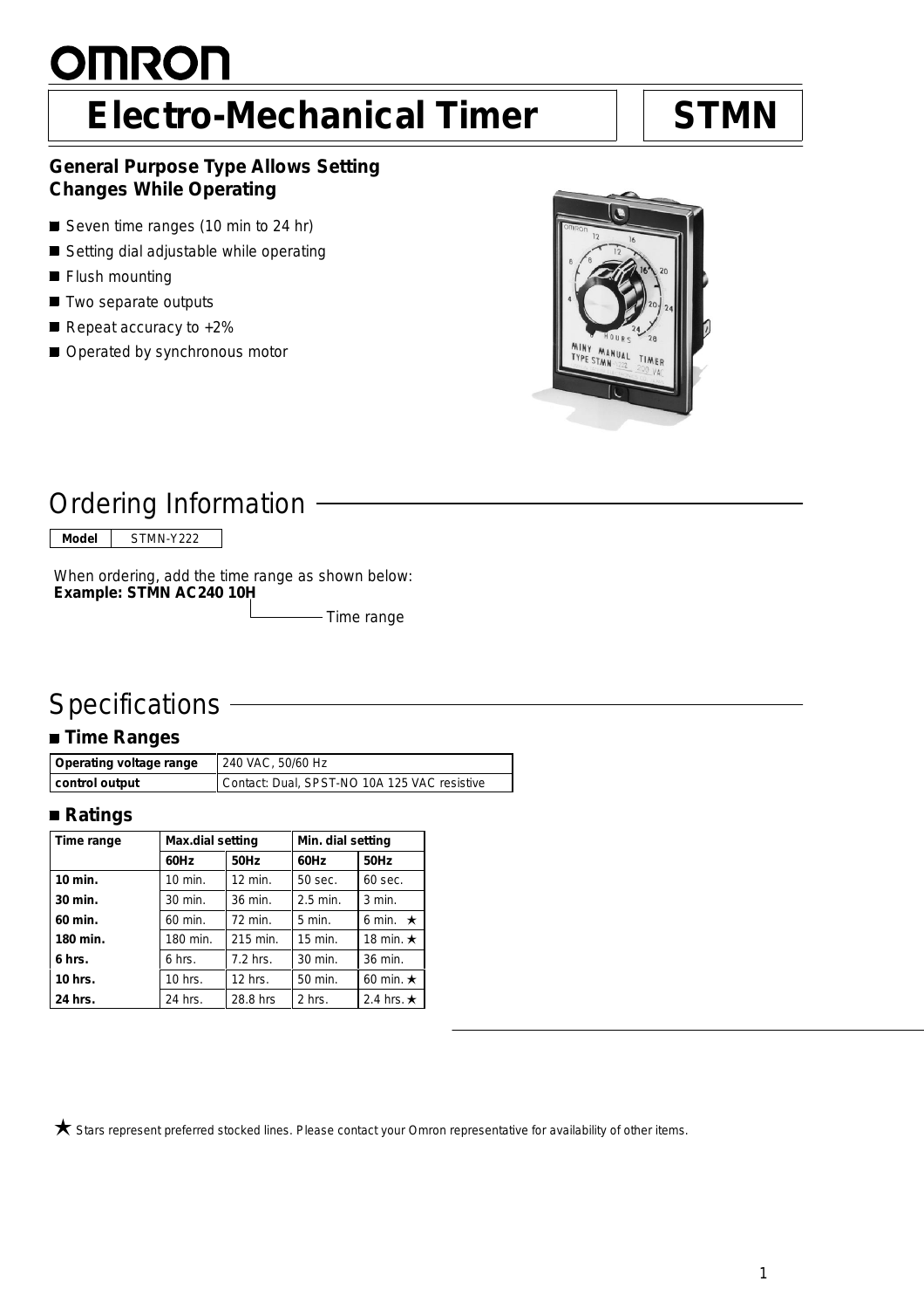OMRON

# Electro-Mechanical Timer STMN

### General Purpose Type Allows Setting Changes While Operating

- Seven time ranges (10 min to 24 hr)
- Setting dial adjustable while operating
- Flush mounting
- Two separate outputs
- Repeat accuracy to +2%
- Operated by synchronous motor

## Ordering Information

| Model | STMN-Y222 |
|---|---|

When ordering, add the time range as shown below:
**Example: STMN AC240 10H**

Time range

## Specifications

### Time Ranges

| Operating voltage range | 240 VAC, 50/60 Hz |
|---|---|
| control output | Contact: Dual, SPST-NO 10A 125 VAC resistive |

### Ratings

| Time range | Max.dial setting | | Min. dial setting | |
|---|---|---|---|---|
| | 60Hz | 50Hz | 60Hz | 50Hz |
| 10 min. | 10 min. | 12 min. | 50 sec. | 60 sec. |
| 30 min. | 30 min. | 36 min. | 2.5 min. | 3 min. |
| 60 min. | 60 min. | 72 min. | 5 min. | 6 min. ★ |
| 180 min. | 180 min. | 215 min. | 15 min. | 18 min. ★ |
| 6 hrs. | 6 hrs. | 7.2 hrs. | 30 min. | 36 min. |
| 10 hrs. | 10 hrs. | 12 hrs. | 50 min. | 60 min. ★ |
| 24 hrs. | 24 hrs. | 28.8 hrs | 2 hrs. | 2.4 hrs. ★ |

★ Stars represent preferred stocked lines. Please contact your Omron representative for availability of other items.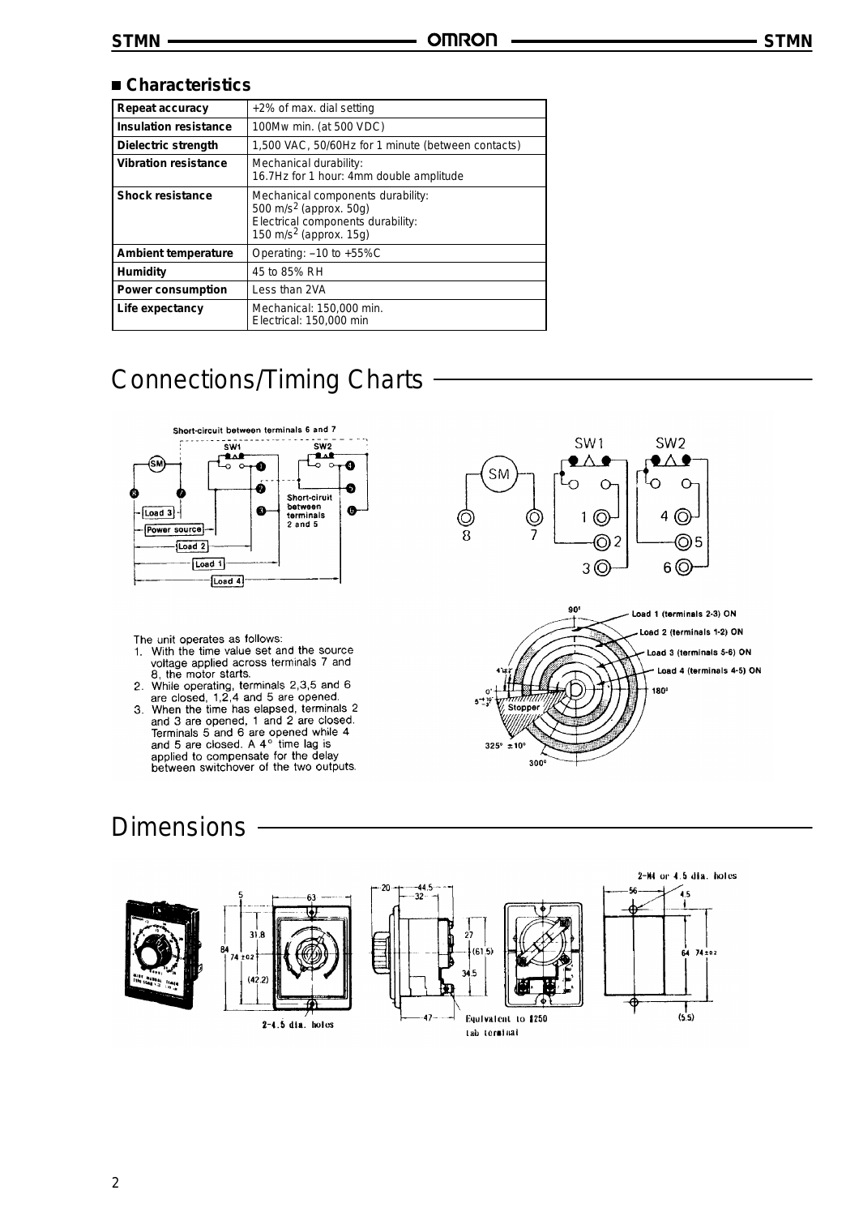## Characteristics

| | |
|---|---|
| **Repeat accuracy** | +2% of max. dial setting |
| **Insulation resistance** | 100Mw min. (at 500 VDC) |
| **Dielectric strength** | 1,500 VAC, 50/60Hz for 1 minute (between contacts) |
| **Vibration resistance** | Mechanical durability:<br>16.7Hz for 1 hour: 4mm double amplitude |
| **Shock resistance** | Mechanical components durability:<br>500 $m/s^2$ (approx. 50g)<br>Electrical components durability:<br>150 $m/s^2$ (approx. 15g) |
| **Ambient temperature** | Operating: –10 to +55%C |
| **Humidity** | 45 to 85% RH |
| **Power consumption** | Less than 2VA |
| **Life expectancy** | Mechanical: 150,000 min.<br>Electrical: 150,000 min |

# Connections/Timing Charts

Short-circuit between terminals 6 and 7

SW1 SW2

SM

Short-circuit between terminals 2 and 5

Load 3
Power source
Load 2
Load 1
Load 4

SW1 SW2 SM 8 7 1 2 3 4 5 6

The unit operates as follows:

1. With the time value set and the source voltage applied across terminals 7 and 8, the motor starts.
2. While operating, terminals 2,3,5 and 6 are closed, 1,2,4 and 5 are opened.
3. When the time has elapsed, terminals 2 and 3 are opened, 1 and 2 are closed. Terminals 5 and 6 are opened while 4 and 5 are closed. A 4° time lag is applied to compensate for the delay between switchover of the two outputs.

90°
Load 1 (terminals 2-3) ON
Load 2 (terminals 1-2) ON
Load 3 (terminals 5-6) ON
Load 4 (terminals 4-5) ON
180°
0°
Stopper
325° ±10°
300°

# Dimensions

2-M4 or 4.5 dia. holes

5 63 84 74±0.2 31.8 (42.2) 2-4.5 dia. holes

20 44.5 32 27 (61.5) 34.5 47

Equivalent to #250 tab terminal

56 4.5 64 74±0.2 (5.5)